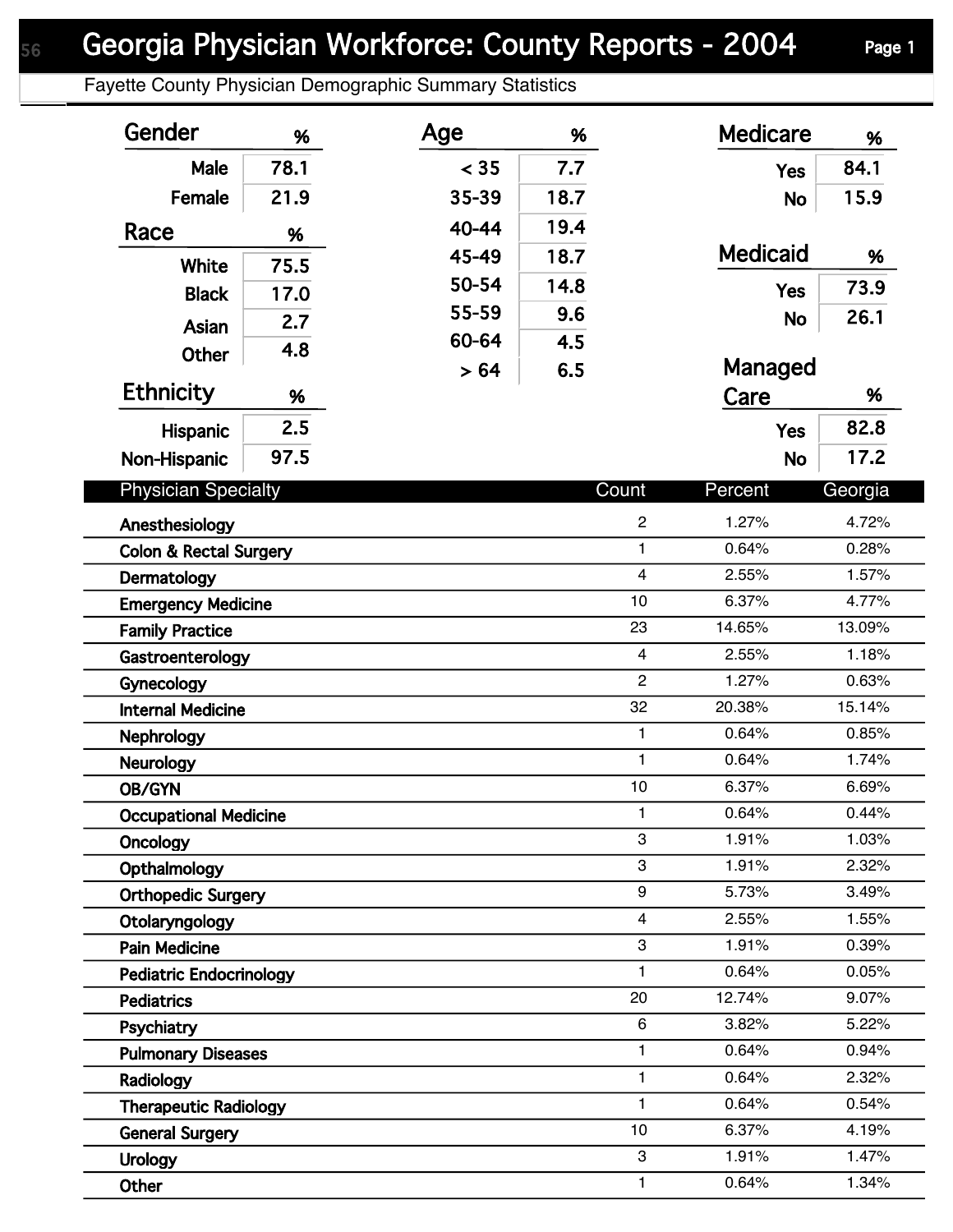# Georgia Physician Workforce: County Reports - 2004

Fayette County Physician Demographic Summary Statistics

| Gender | % |
|---|---|
| Male | 78.1 |
| Female | 21.9 |

| Race | % |
|---|---|
| White | 75.5 |
| Black | 17.0 |
| Asian | 2.7 |
| Other | 4.8 |

| Ethnicity | % |
|---|---|
| Hispanic | 2.5 |
| Non-Hispanic | 97.5 |

| Age | % |
|---|---|
| < 35 | 7.7 |
| 35-39 | 18.7 |
| 40-44 | 19.4 |
| 45-49 | 18.7 |
| 50-54 | 14.8 |
| 55-59 | 9.6 |
| 60-64 | 4.5 |
| > 64 | 6.5 |

| Medicare | % |
|---|---|
| Yes | 84.1 |
| No | 15.9 |

| Medicaid | % |
|---|---|
| Yes | 73.9 |
| No | 26.1 |

| Managed Care | % |
|---|---|
| Yes | 82.8 |
| No | 17.2 |

| Physician Specialty | Count | Percent | Georgia |
|---|---|---|---|
| Anesthesiology | 2 | 1.27% | 4.72% |
| Colon & Rectal Surgery | 1 | 0.64% | 0.28% |
| Dermatology | 4 | 2.55% | 1.57% |
| Emergency Medicine | 10 | 6.37% | 4.77% |
| Family Practice | 23 | 14.65% | 13.09% |
| Gastroenterology | 4 | 2.55% | 1.18% |
| Gynecology | 2 | 1.27% | 0.63% |
| Internal Medicine | 32 | 20.38% | 15.14% |
| Nephrology | 1 | 0.64% | 0.85% |
| Neurology | 1 | 0.64% | 1.74% |
| OB/GYN | 10 | 6.37% | 6.69% |
| Occupational Medicine | 1 | 0.64% | 0.44% |
| Oncology | 3 | 1.91% | 1.03% |
| Opthalmology | 3 | 1.91% | 2.32% |
| Orthopedic Surgery | 9 | 5.73% | 3.49% |
| Otolaryngology | 4 | 2.55% | 1.55% |
| Pain Medicine | 3 | 1.91% | 0.39% |
| Pediatric Endocrinology | 1 | 0.64% | 0.05% |
| Pediatrics | 20 | 12.74% | 9.07% |
| Psychiatry | 6 | 3.82% | 5.22% |
| Pulmonary Diseases | 1 | 0.64% | 0.94% |
| Radiology | 1 | 0.64% | 2.32% |
| Therapeutic Radiology | 1 | 0.64% | 0.54% |
| General Surgery | 10 | 6.37% | 4.19% |
| Urology | 3 | 1.91% | 1.47% |
| Other | 1 | 0.64% | 1.34% |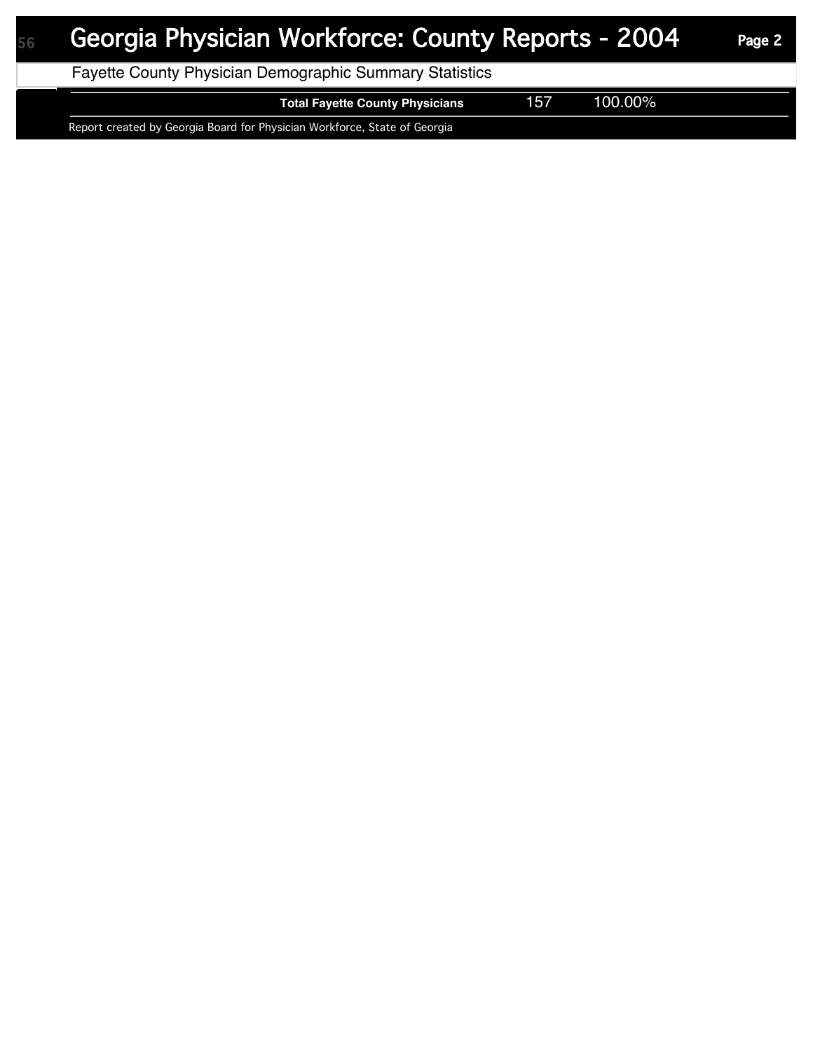## Fayette County Physician Demographic Summary Statistics

| | | |
|---|---|---|
| **Total Fayette County Physicians** | 157 | 100.00% |

Report created by Georgia Board for Physician Workforce, State of Georgia